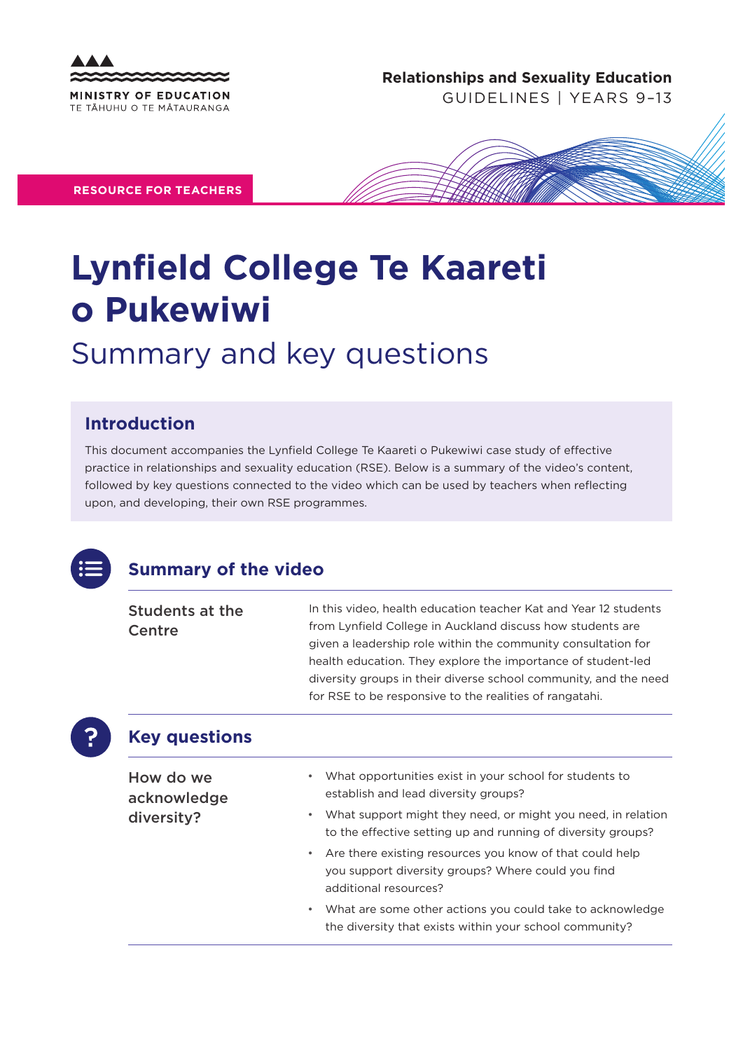MINISTRY OF EDUCATION
TE TĀHUHU O TE MĀTAURANGA

**Relationships and Sexuality Education**
GUIDELINES | YEARS 9–13

**RESOURCE FOR TEACHERS**

# Lynfield College Te Kaareti o Pukewiwi

## Summary and key questions

### Introduction

This document accompanies the Lynfield College Te Kaareti o Pukewiwi case study of effective practice in relationships and sexuality education (RSE). Below is a summary of the video's content, followed by key questions connected to the video which can be used by teachers when reflecting upon, and developing, their own RSE programmes.

## Summary of the video

| | |
|---|---|
| Students at the Centre | In this video, health education teacher Kat and Year 12 students from Lynfield College in Auckland discuss how students are given a leadership role within the community consultation for health education. They explore the importance of student-led diversity groups in their diverse school community, and the need for RSE to be responsive to the realities of rangatahi. |

## Key questions

**How do we acknowledge diversity?**

- What opportunities exist in your school for students to establish and lead diversity groups?
- What support might they need, or might you need, in relation to the effective setting up and running of diversity groups?
- Are there existing resources you know of that could help you support diversity groups? Where could you find additional resources?
- What are some other actions you could take to acknowledge the diversity that exists within your school community?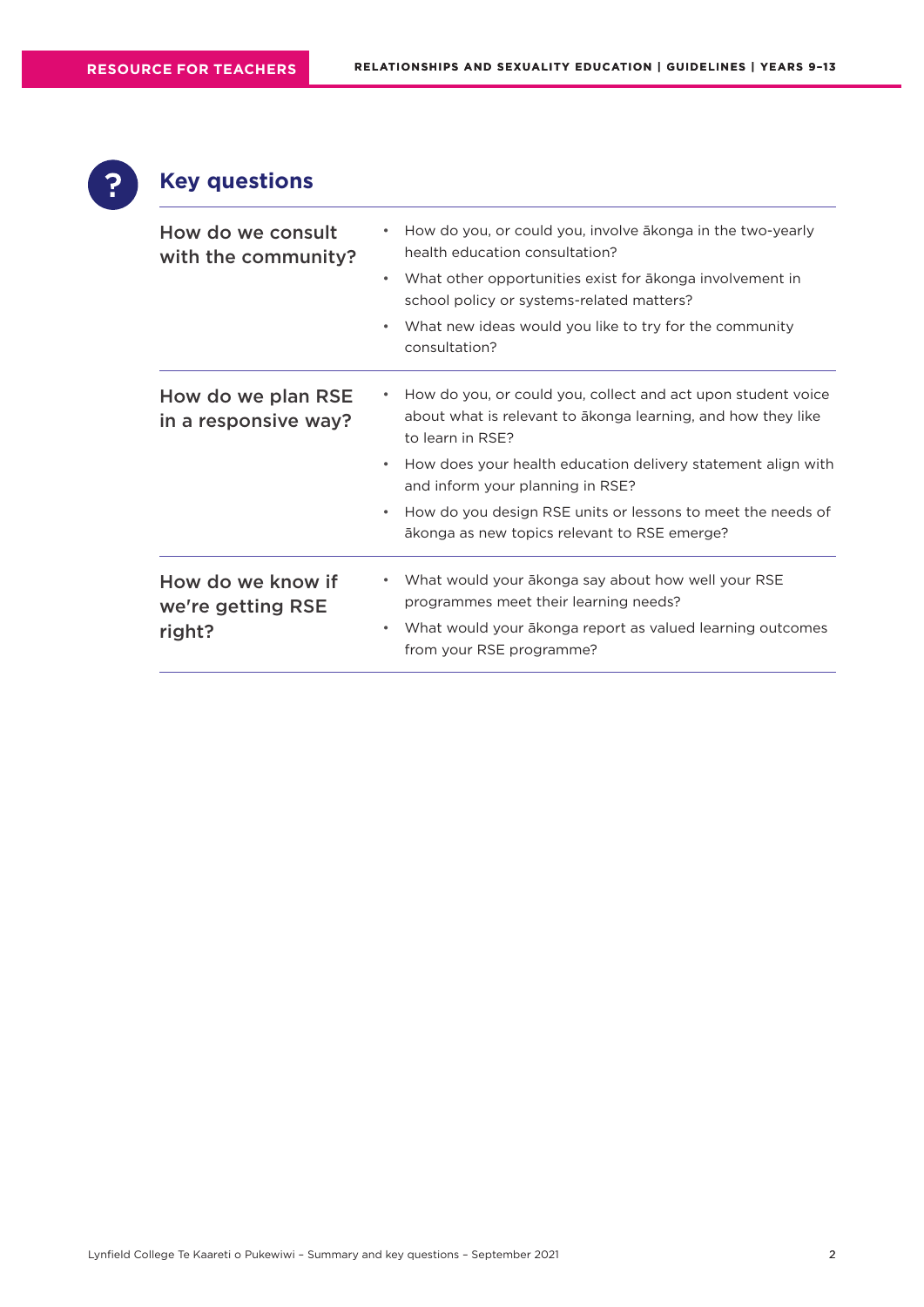## Key questions

| | |
|---|---|
| **How do we consult with the community?** | • How do you, or could you, involve ākonga in the two-yearly health education consultation?<br>• What other opportunities exist for ākonga involvement in school policy or systems-related matters?<br>• What new ideas would you like to try for the community consultation? |
| **How do we plan RSE in a responsive way?** | • How do you, or could you, collect and act upon student voice about what is relevant to ākonga learning, and how they like to learn in RSE?<br>• How does your health education delivery statement align with and inform your planning in RSE?<br>• How do you design RSE units or lessons to meet the needs of ākonga as new topics relevant to RSE emerge? |
| **How do we know if we're getting RSE right?** | • What would your ākonga say about how well your RSE programmes meet their learning needs?<br>• What would your ākonga report as valued learning outcomes from your RSE programme? |